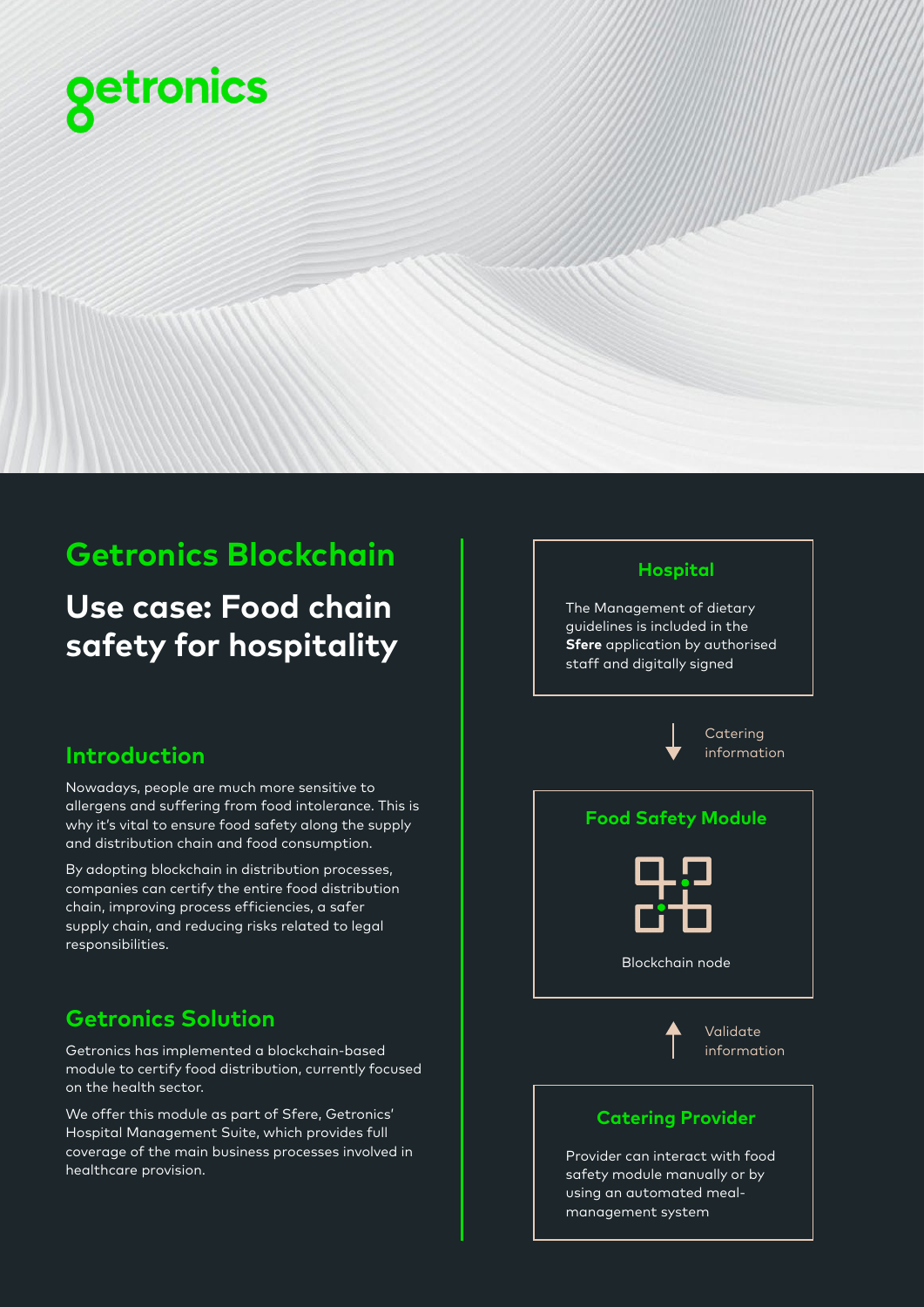getronics

# Getronics Blockchain

## Use case: Food chain safety for hospitality

### Introduction

Nowadays, people are much more sensitive to allergens and suffering from food intolerance. This is why it's vital to ensure food safety along the supply and distribution chain and food consumption.

By adopting blockchain in distribution processes, companies can certify the entire food distribution chain, improving process efficiencies, a safer supply chain, and reducing risks related to legal responsibilities.

### Getronics Solution

Getronics has implemented a blockchain-based module to certify food distribution, currently focused on the health sector.

We offer this module as part of Sfere, Getronics' Hospital Management Suite, which provides full coverage of the main business processes involved in healthcare provision.

#### Hospital

The Management of dietary guidelines is included in the **Sfere** application by authorised staff and digitally signed

↓ Catering information

#### Food Safety Module

Blockchain node

↑ Validate information

#### Catering Provider

Provider can interact with food safety module manually or by using an automated meal-management system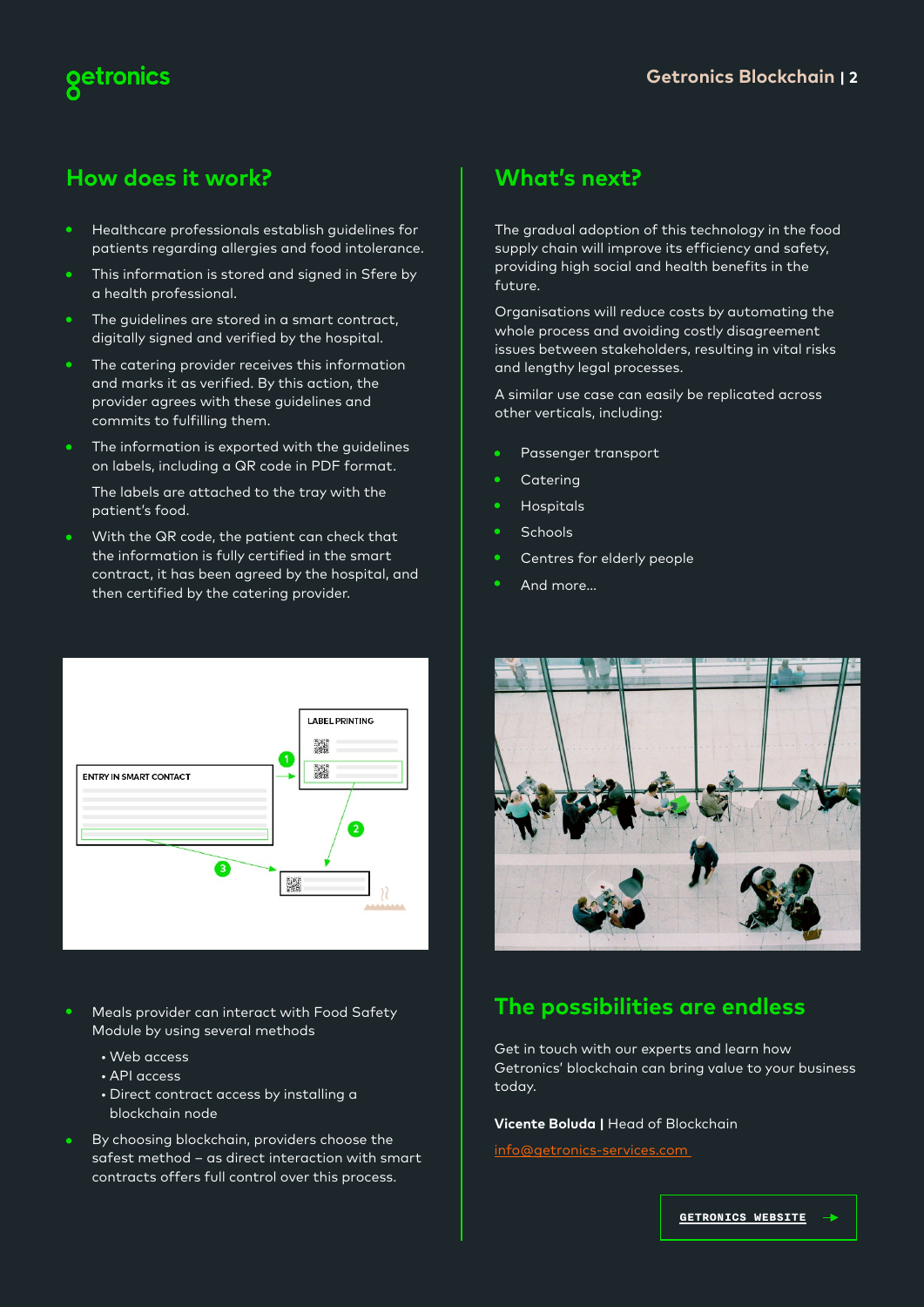## How does it work?

- Healthcare professionals establish guidelines for patients regarding allergies and food intolerance.
- This information is stored and signed in Sfere by a health professional.
- The guidelines are stored in a smart contract, digitally signed and verified by the hospital.
- The catering provider receives this information and marks it as verified. By this action, the provider agrees with these guidelines and commits to fulfilling them.
- The information is exported with the guidelines on labels, including a QR code in PDF format.

  The labels are attached to the tray with the patient's food.
- With the QR code, the patient can check that the information is fully certified in the smart contract, it has been agreed by the hospital, and then certified by the catering provider.

LABEL PRINTING

ENTRY IN SMART CONTACT

1

2

3

- Meals provider can interact with Food Safety Module by using several methods
  - Web access
  - API access
  - Direct contract access by installing a blockchain node
- By choosing blockchain, providers choose the safest method – as direct interaction with smart contracts offers full control over this process.

## What's next?

The gradual adoption of this technology in the food supply chain will improve its efficiency and safety, providing high social and health benefits in the future.

Organisations will reduce costs by automating the whole process and avoiding costly disagreement issues between stakeholders, resulting in vital risks and lengthy legal processes.

A similar use case can easily be replicated across other verticals, including:

- Passenger transport
- Catering
- Hospitals
- Schools
- Centres for elderly people
- And more...

## The possibilities are endless

Get in touch with our experts and learn how Getronics' blockchain can bring value to your business today.

**Vicente Boluda |** Head of Blockchain

info@getronics-services.com

GETRONICS WEBSITE →